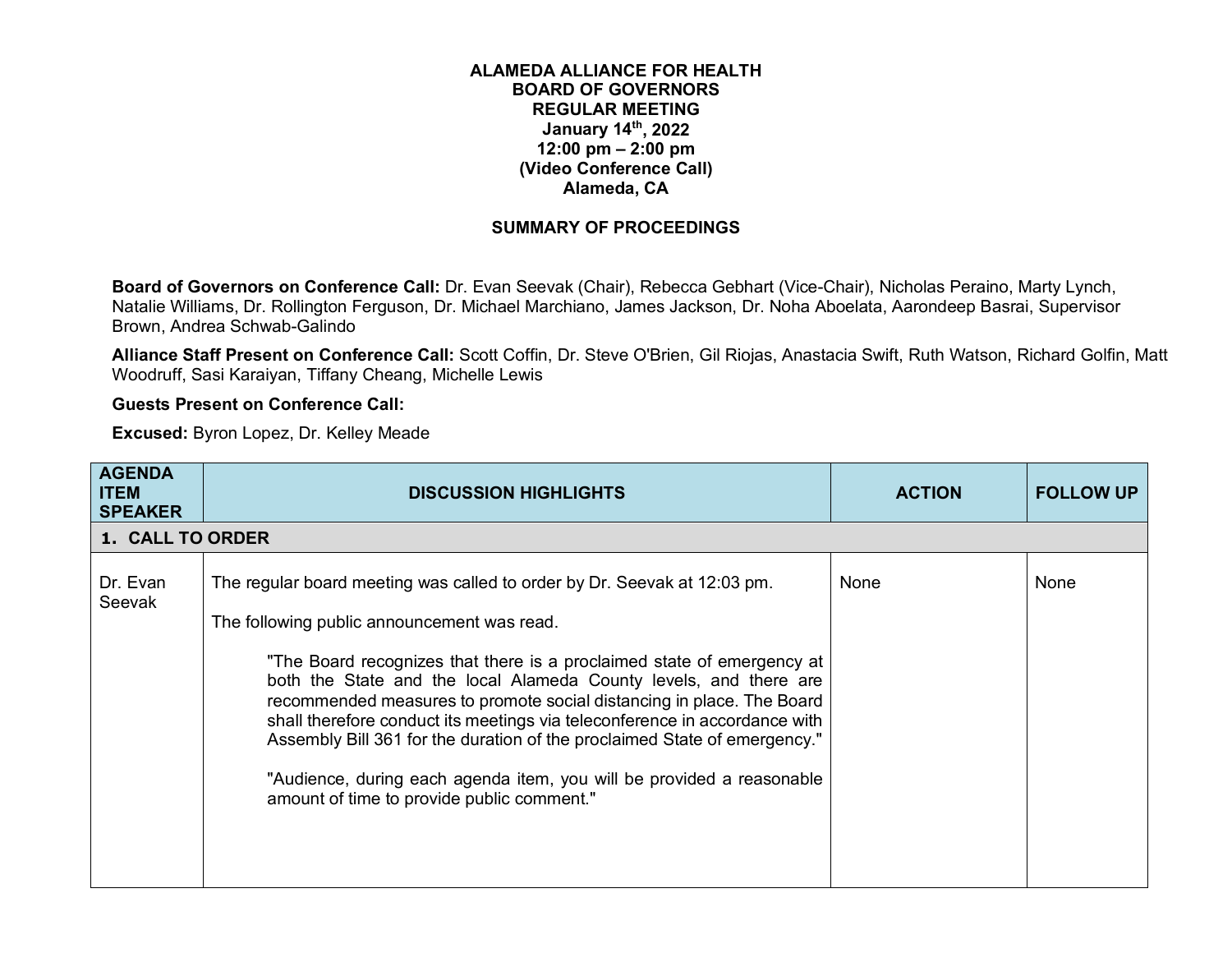# ALAMEDA ALLIANCE FOR HEALTH
## BOARD OF GOVERNORS
## REGULAR MEETING
### January 14th, 2022
### 12:00 pm – 2:00 pm
### (Video Conference Call)
### Alameda, CA

## SUMMARY OF PROCEEDINGS

**Board of Governors on Conference Call:** Dr. Evan Seevak (Chair), Rebecca Gebhart (Vice-Chair), Nicholas Peraino, Marty Lynch, Natalie Williams, Dr. Rollington Ferguson, Dr. Michael Marchiano, James Jackson, Dr. Noha Aboelata, Aarondeep Basrai, Supervisor Brown, Andrea Schwab-Galindo

**Alliance Staff Present on Conference Call:** Scott Coffin, Dr. Steve O'Brien, Gil Riojas, Anastacia Swift, Ruth Watson, Richard Golfin, Matt Woodruff, Sasi Karaiyan, Tiffany Cheang, Michelle Lewis

**Guests Present on Conference Call:**

**Excused:** Byron Lopez, Dr. Kelley Meade

| AGENDA ITEM SPEAKER | DISCUSSION HIGHLIGHTS | ACTION | FOLLOW UP |
|---|---|---|---|
| **1. CALL TO ORDER** | | | |
| Dr. Evan Seevak | The regular board meeting was called to order by Dr. Seevak at 12:03 pm.<br><br>The following public announcement was read.<br><br>"The Board recognizes that there is a proclaimed state of emergency at both the State and the local Alameda County levels, and there are recommended measures to promote social distancing in place. The Board shall therefore conduct its meetings via teleconference in accordance with Assembly Bill 361 for the duration of the proclaimed State of emergency."<br><br>"Audience, during each agenda item, you will be provided a reasonable amount of time to provide public comment." | None | None |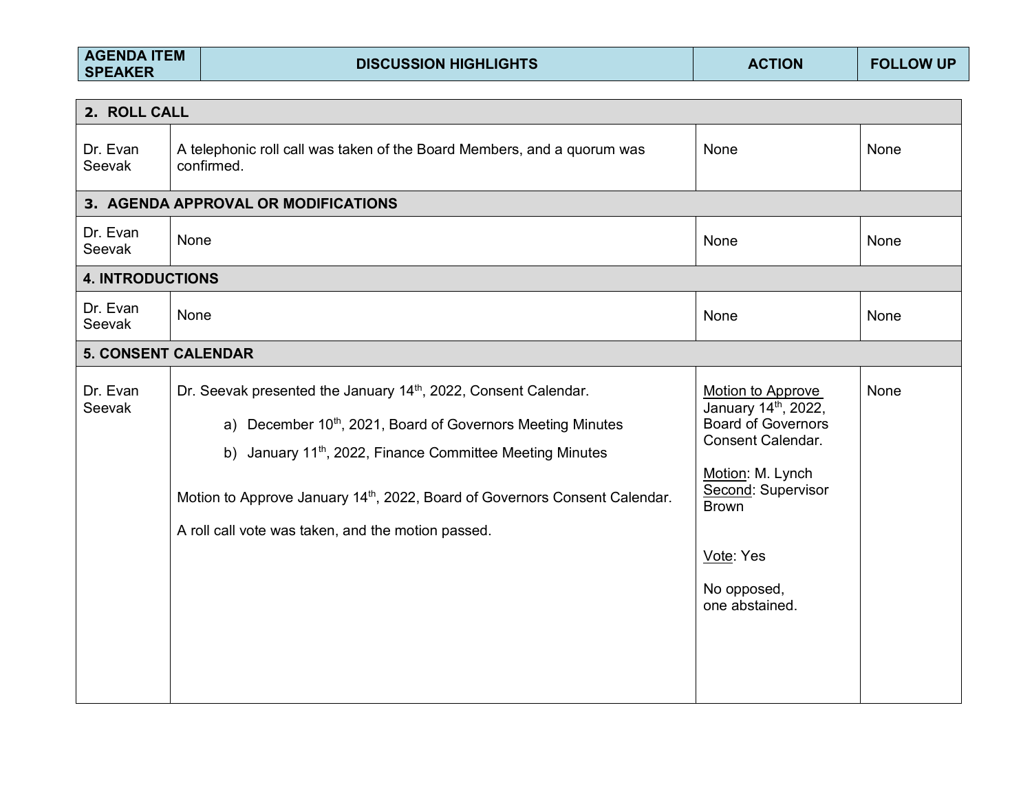| AGENDA ITEM SPEAKER | DISCUSSION HIGHLIGHTS | ACTION | FOLLOW UP |
|---|---|---|---|
| **2. ROLL CALL** | | | |
| Dr. Evan Seevak | A telephonic roll call was taken of the Board Members, and a quorum was confirmed. | None | None |
| **3. AGENDA APPROVAL OR MODIFICATIONS** | | | |
| Dr. Evan Seevak | None | None | None |
| **4. INTRODUCTIONS** | | | |
| Dr. Evan Seevak | None | None | None |
| **5. CONSENT CALENDAR** | | | |
| Dr. Evan Seevak | Dr. Seevak presented the January 14th, 2022, Consent Calendar.<br><br>a) December 10th, 2021, Board of Governors Meeting Minutes<br>b) January 11th, 2022, Finance Committee Meeting Minutes<br><br>Motion to Approve January 14th, 2022, Board of Governors Consent Calendar.<br><br>A roll call vote was taken, and the motion passed. | Motion to Approve January 14th, 2022, Board of Governors Consent Calendar.<br><br>Motion: M. Lynch<br>Second: Supervisor Brown<br><br>Vote: Yes<br><br>No opposed, one abstained. | None |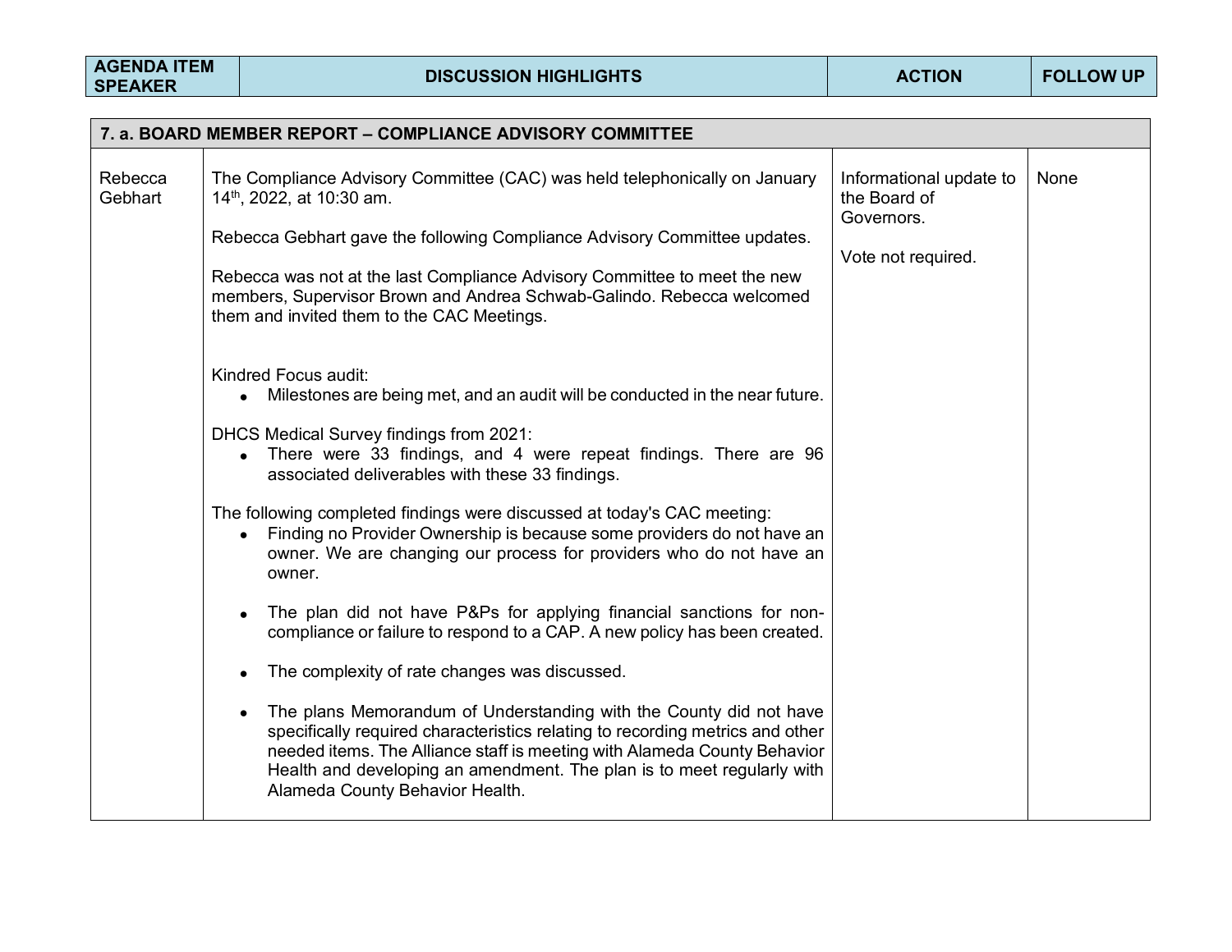| AGENDA ITEM SPEAKER | DISCUSSION HIGHLIGHTS | ACTION | FOLLOW UP |
|---|---|---|---|
| **7. a. BOARD MEMBER REPORT – COMPLIANCE ADVISORY COMMITTEE** | | | |
| Rebecca Gebhart | The Compliance Advisory Committee (CAC) was held telephonically on January 14th, 2022, at 10:30 am.<br><br>Rebecca Gebhart gave the following Compliance Advisory Committee updates.<br><br>Rebecca was not at the last Compliance Advisory Committee to meet the new members, Supervisor Brown and Andrea Schwab-Galindo. Rebecca welcomed them and invited them to the CAC Meetings.<br><br>Kindred Focus audit:<br>• Milestones are being met, and an audit will be conducted in the near future.<br><br>DHCS Medical Survey findings from 2021:<br>• There were 33 findings, and 4 were repeat findings. There are 96 associated deliverables with these 33 findings.<br><br>The following completed findings were discussed at today's CAC meeting:<br>• Finding no Provider Ownership is because some providers do not have an owner. We are changing our process for providers who do not have an owner.<br>• The plan did not have P&Ps for applying financial sanctions for non-compliance or failure to respond to a CAP. A new policy has been created.<br>• The complexity of rate changes was discussed.<br>• The plans Memorandum of Understanding with the County did not have specifically required characteristics relating to recording metrics and other needed items. The Alliance staff is meeting with Alameda County Behavior Health and developing an amendment. The plan is to meet regularly with Alameda County Behavior Health. | Informational update to the Board of Governors.<br><br>Vote not required. | None |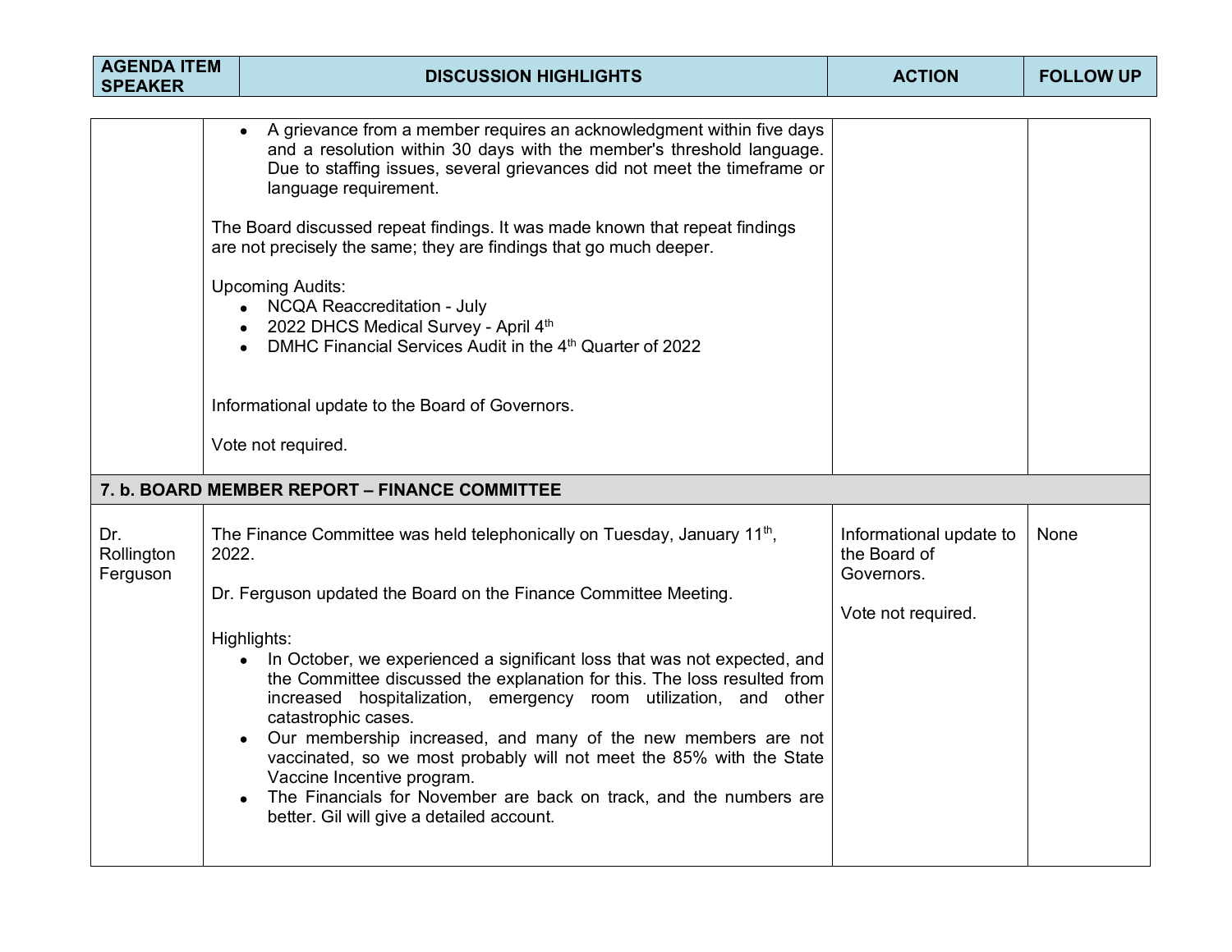| AGENDA ITEM SPEAKER | DISCUSSION HIGHLIGHTS | ACTION | FOLLOW UP |
|---|---|---|---|
| | • A grievance from a member requires an acknowledgment within five days and a resolution within 30 days with the member's threshold language. Due to staffing issues, several grievances did not meet the timeframe or language requirement.<br><br>The Board discussed repeat findings. It was made known that repeat findings are not precisely the same; they are findings that go much deeper.<br><br>Upcoming Audits:<br>• NCQA Reaccreditation - July<br>• 2022 DHCS Medical Survey - April 4th<br>• DMHC Financial Services Audit in the 4th Quarter of 2022<br><br>Informational update to the Board of Governors.<br><br>Vote not required. | | |
| **7. b. BOARD MEMBER REPORT – FINANCE COMMITTEE** | | | |
| Dr. Rollington Ferguson | The Finance Committee was held telephonically on Tuesday, January 11th, 2022.<br><br>Dr. Ferguson updated the Board on the Finance Committee Meeting.<br><br>Highlights:<br>• In October, we experienced a significant loss that was not expected, and the Committee discussed the explanation for this. The loss resulted from increased hospitalization, emergency room utilization, and other catastrophic cases.<br>• Our membership increased, and many of the new members are not vaccinated, so we most probably will not meet the 85% with the State Vaccine Incentive program.<br>• The Financials for November are back on track, and the numbers are better. Gil will give a detailed account. | Informational update to the Board of Governors.<br><br>Vote not required. | None |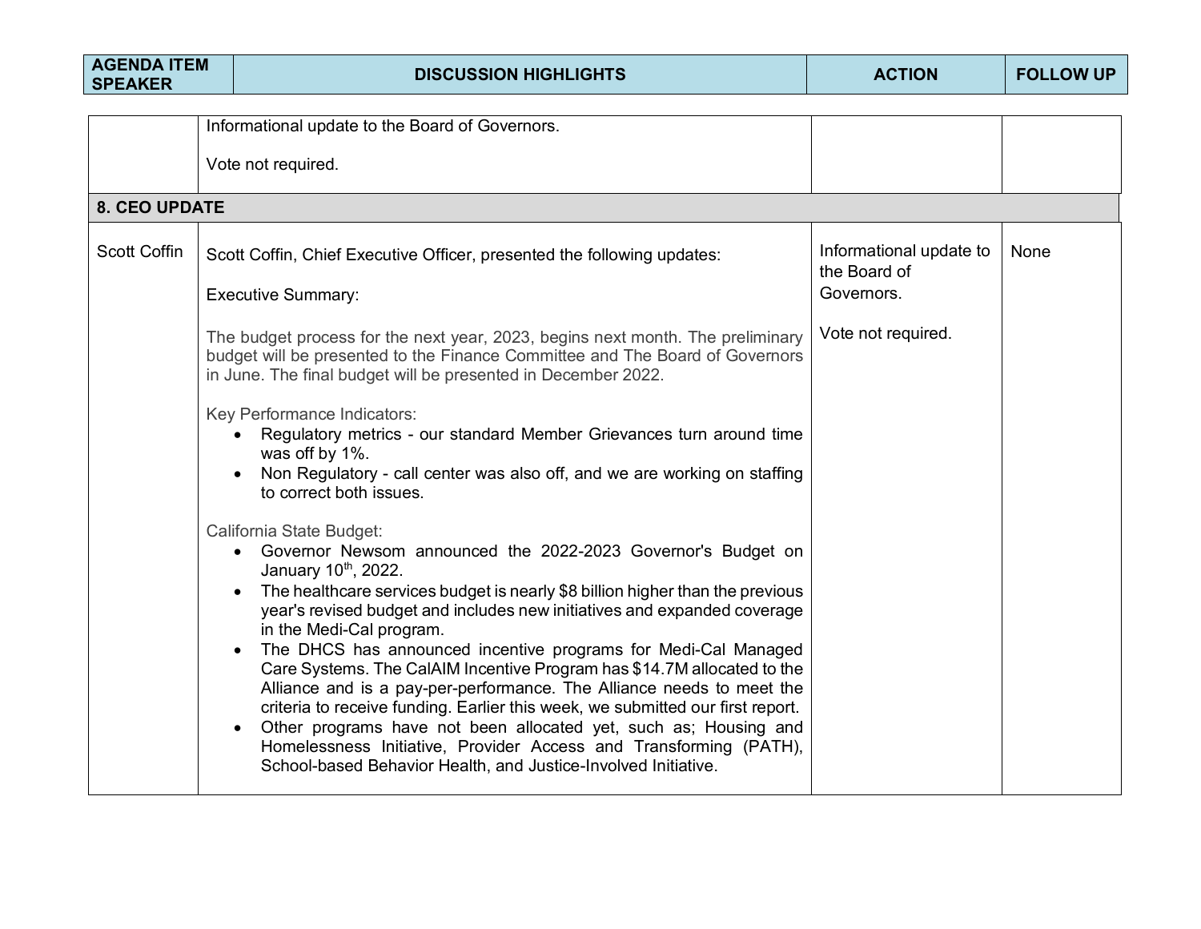| AGENDA ITEM SPEAKER | DISCUSSION HIGHLIGHTS | ACTION | FOLLOW UP |
|---|---|---|---|
| | Informational update to the Board of Governors.<br><br>Vote not required. | | |
| **8. CEO UPDATE** | | | |
| Scott Coffin | Scott Coffin, Chief Executive Officer, presented the following updates:<br><br>Executive Summary:<br><br>The budget process for the next year, 2023, begins next month. The preliminary budget will be presented to the Finance Committee and The Board of Governors in June. The final budget will be presented in December 2022.<br><br>Key Performance Indicators:<br>• Regulatory metrics - our standard Member Grievances turn around time was off by 1%.<br>• Non Regulatory - call center was also off, and we are working on staffing to correct both issues.<br><br>California State Budget:<br>• Governor Newsom announced the 2022-2023 Governor's Budget on January 10th, 2022.<br>• The healthcare services budget is nearly $8 billion higher than the previous year's revised budget and includes new initiatives and expanded coverage in the Medi-Cal program.<br>• The DHCS has announced incentive programs for Medi-Cal Managed Care Systems. The CalAIM Incentive Program has $14.7M allocated to the Alliance and is a pay-per-performance. The Alliance needs to meet the criteria to receive funding. Earlier this week, we submitted our first report.<br>• Other programs have not been allocated yet, such as; Housing and Homelessness Initiative, Provider Access and Transforming (PATH), School-based Behavior Health, and Justice-Involved Initiative. | Informational update to the Board of Governors.<br><br>Vote not required. | None |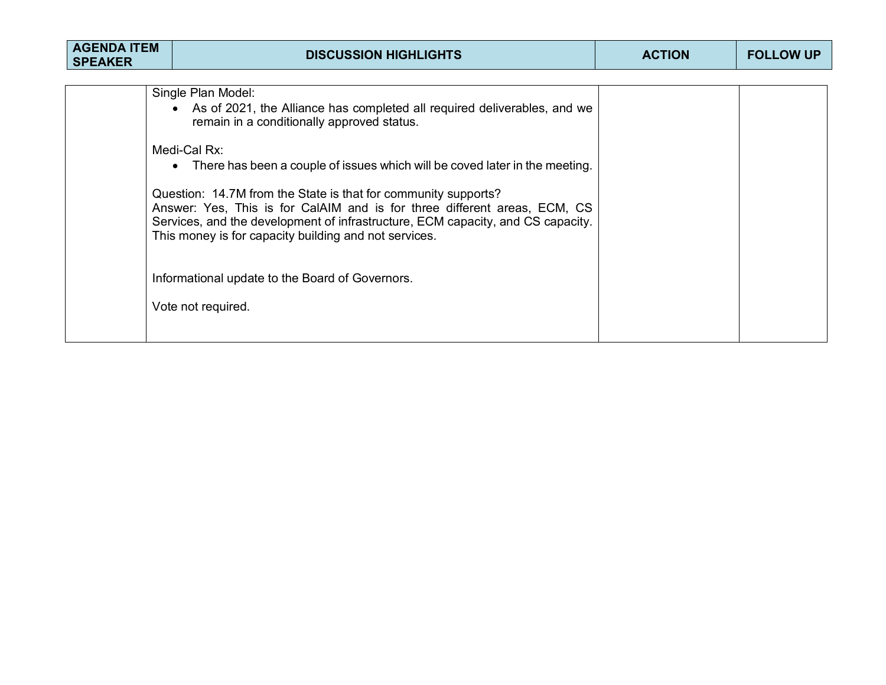| AGENDA ITEM SPEAKER | DISCUSSION HIGHLIGHTS | ACTION | FOLLOW UP |
|---|---|---|---|
| | Single Plan Model:<br>• As of 2021, the Alliance has completed all required deliverables, and we remain in a conditionally approved status.<br><br>Medi-Cal Rx:<br>• There has been a couple of issues which will be coved later in the meeting.<br><br>Question: 14.7M from the State is that for community supports?<br>Answer: Yes, This is for CalAIM and is for three different areas, ECM, CS Services, and the development of infrastructure, ECM capacity, and CS capacity. This money is for capacity building and not services.<br><br>Informational update to the Board of Governors.<br><br>Vote not required. | | |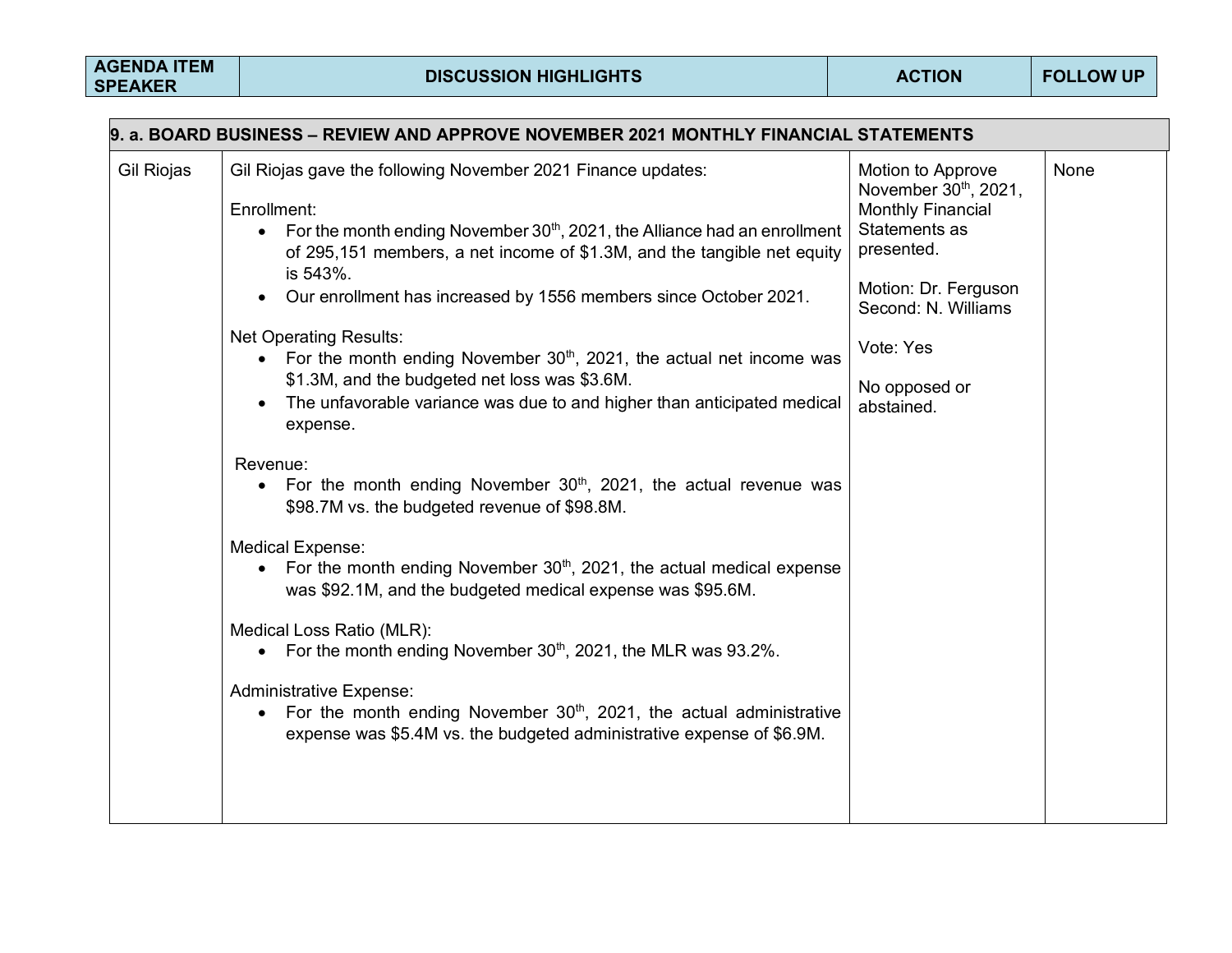| AGENDA ITEM SPEAKER | DISCUSSION HIGHLIGHTS | ACTION | FOLLOW UP |
|---|---|---|---|
| **9. a. BOARD BUSINESS – REVIEW AND APPROVE NOVEMBER 2021 MONTHLY FINANCIAL STATEMENTS** | | | |
| Gil Riojas | Gil Riojas gave the following November 2021 Finance updates:<br><br>Enrollment:<br>• For the month ending November 30th, 2021, the Alliance had an enrollment of 295,151 members, a net income of $1.3M, and the tangible net equity is 543%.<br>• Our enrollment has increased by 1556 members since October 2021.<br><br>Net Operating Results:<br>• For the month ending November 30th, 2021, the actual net income was $1.3M, and the budgeted net loss was $3.6M.<br>• The unfavorable variance was due to and higher than anticipated medical expense.<br><br>Revenue:<br>• For the month ending November 30th, 2021, the actual revenue was $98.7M vs. the budgeted revenue of $98.8M.<br><br>Medical Expense:<br>• For the month ending November 30th, 2021, the actual medical expense was $92.1M, and the budgeted medical expense was $95.6M.<br><br>Medical Loss Ratio (MLR):<br>• For the month ending November 30th, 2021, the MLR was 93.2%.<br><br>Administrative Expense:<br>• For the month ending November 30th, 2021, the actual administrative expense was $5.4M vs. the budgeted administrative expense of $6.9M. | Motion to Approve November 30th, 2021, Monthly Financial Statements as presented.<br><br>Motion: Dr. Ferguson<br>Second: N. Williams<br><br>Vote: Yes<br><br>No opposed or abstained. | None |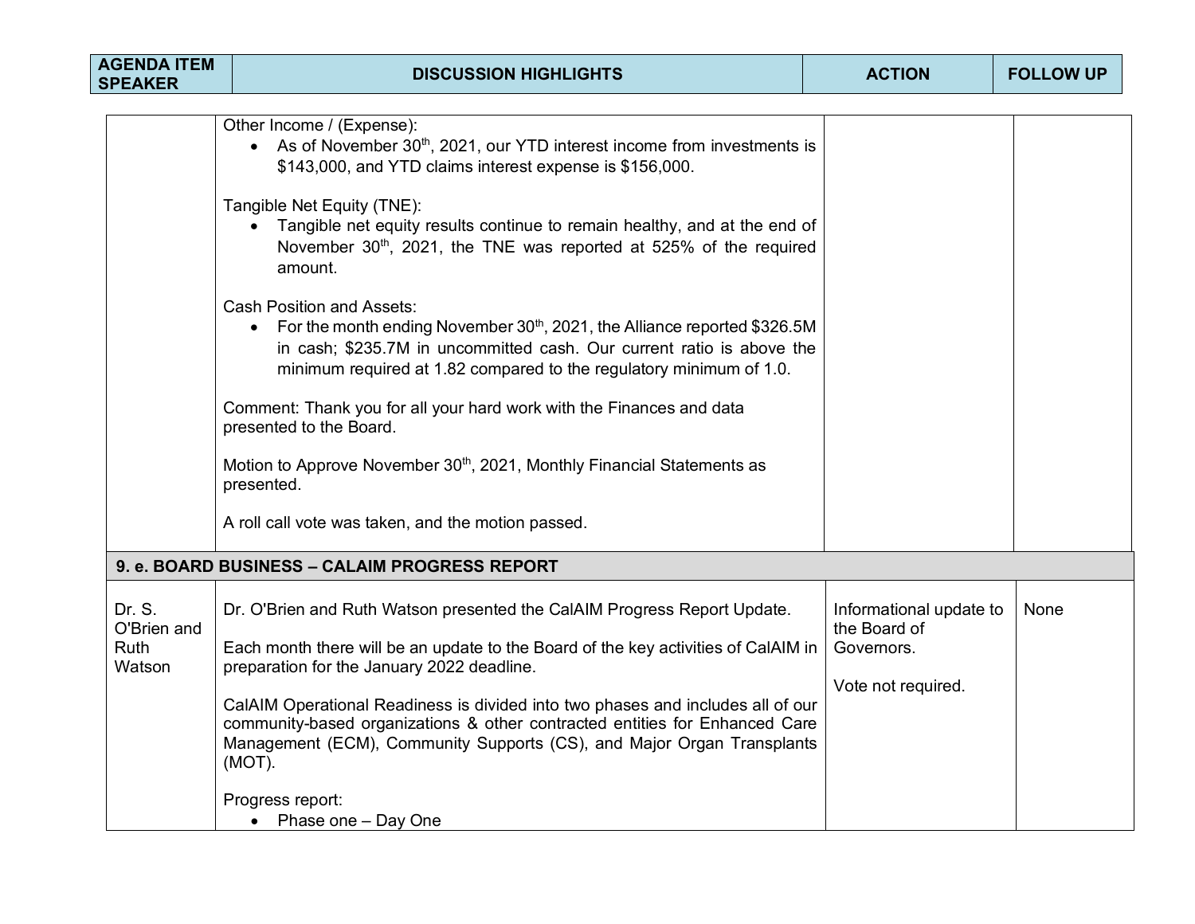| AGENDA ITEM SPEAKER | DISCUSSION HIGHLIGHTS | ACTION | FOLLOW UP |
|---|---|---|---|
| | Other Income / (Expense):<br>• As of November 30th, 2021, our YTD interest income from investments is \$143,000, and YTD claims interest expense is \$156,000.<br><br>Tangible Net Equity (TNE):<br>• Tangible net equity results continue to remain healthy, and at the end of November 30th, 2021, the TNE was reported at 525% of the required amount.<br><br>Cash Position and Assets:<br>• For the month ending November 30th, 2021, the Alliance reported \$326.5M in cash; \$235.7M in uncommitted cash. Our current ratio is above the minimum required at 1.82 compared to the regulatory minimum of 1.0.<br><br>Comment: Thank you for all your hard work with the Finances and data presented to the Board.<br><br>Motion to Approve November 30th, 2021, Monthly Financial Statements as presented.<br><br>A roll call vote was taken, and the motion passed. | | |
| **9. e. BOARD BUSINESS – CALAIM PROGRESS REPORT** | | | |
| Dr. S. O'Brien and Ruth Watson | Dr. O'Brien and Ruth Watson presented the CalAIM Progress Report Update.<br><br>Each month there will be an update to the Board of the key activities of CalAIM in preparation for the January 2022 deadline.<br><br>CalAIM Operational Readiness is divided into two phases and includes all of our community-based organizations & other contracted entities for Enhanced Care Management (ECM), Community Supports (CS), and Major Organ Transplants (MOT).<br><br>Progress report:<br>• Phase one – Day One | Informational update to the Board of Governors.<br><br>Vote not required. | None |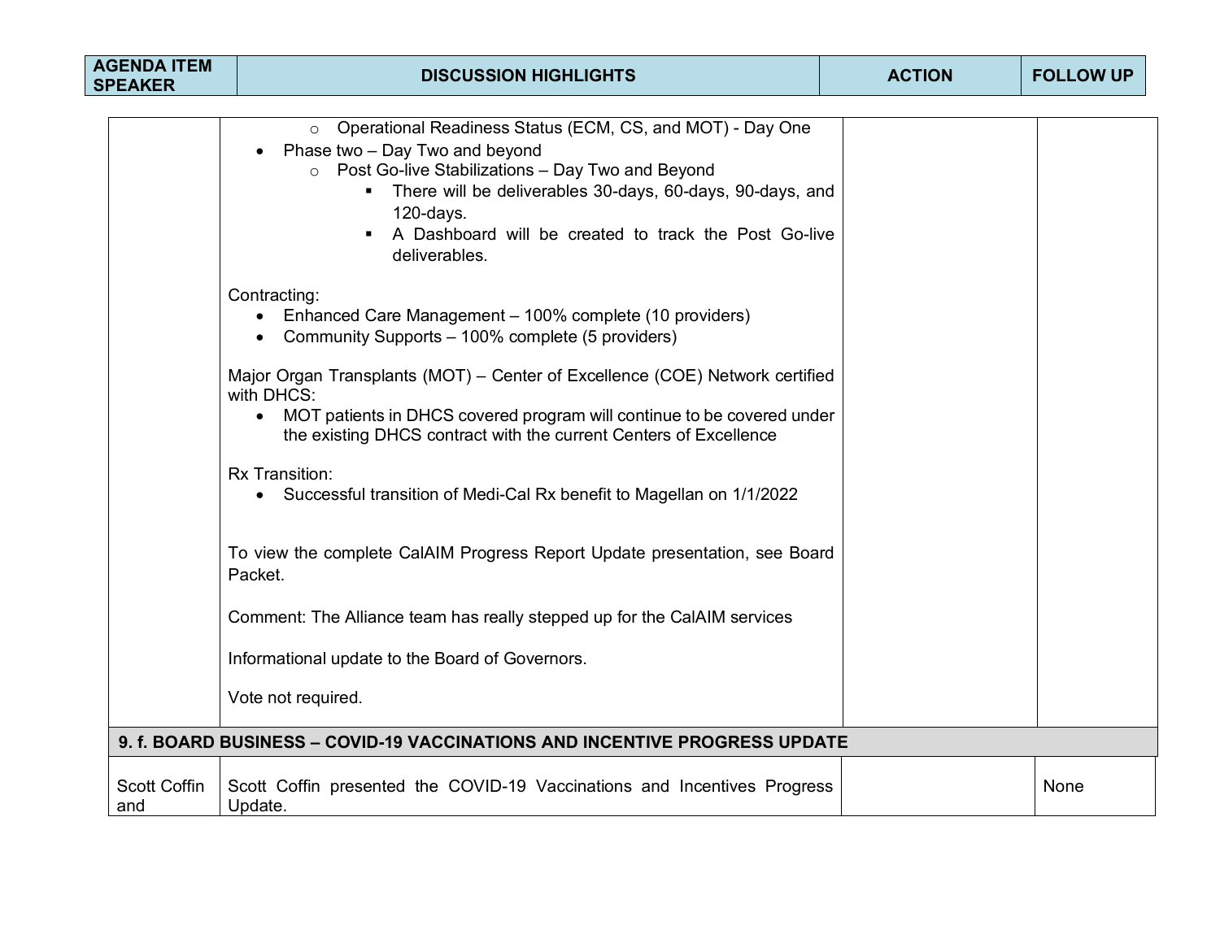| AGENDA ITEM SPEAKER | DISCUSSION HIGHLIGHTS | ACTION | FOLLOW UP |
|---|---|---|---|
| | ○ Operational Readiness Status (ECM, CS, and MOT) - Day One<br>• Phase two – Day Two and beyond<br>○ Post Go-live Stabilizations – Day Two and Beyond<br>▪ There will be deliverables 30-days, 60-days, 90-days, and 120-days.<br>▪ A Dashboard will be created to track the Post Go-live deliverables.<br><br>Contracting:<br>• Enhanced Care Management – 100% complete (10 providers)<br>• Community Supports – 100% complete (5 providers)<br><br>Major Organ Transplants (MOT) – Center of Excellence (COE) Network certified with DHCS:<br>• MOT patients in DHCS covered program will continue to be covered under the existing DHCS contract with the current Centers of Excellence<br><br>Rx Transition:<br>• Successful transition of Medi-Cal Rx benefit to Magellan on 1/1/2022<br><br>To view the complete CalAIM Progress Report Update presentation, see Board Packet.<br><br>Comment: The Alliance team has really stepped up for the CalAIM services<br><br>Informational update to the Board of Governors.<br><br>Vote not required. | | |
| **9. f. BOARD BUSINESS – COVID-19 VACCINATIONS AND INCENTIVE PROGRESS UPDATE** | | | |
| Scott Coffin and | Scott Coffin presented the COVID-19 Vaccinations and Incentives Progress Update. | | None |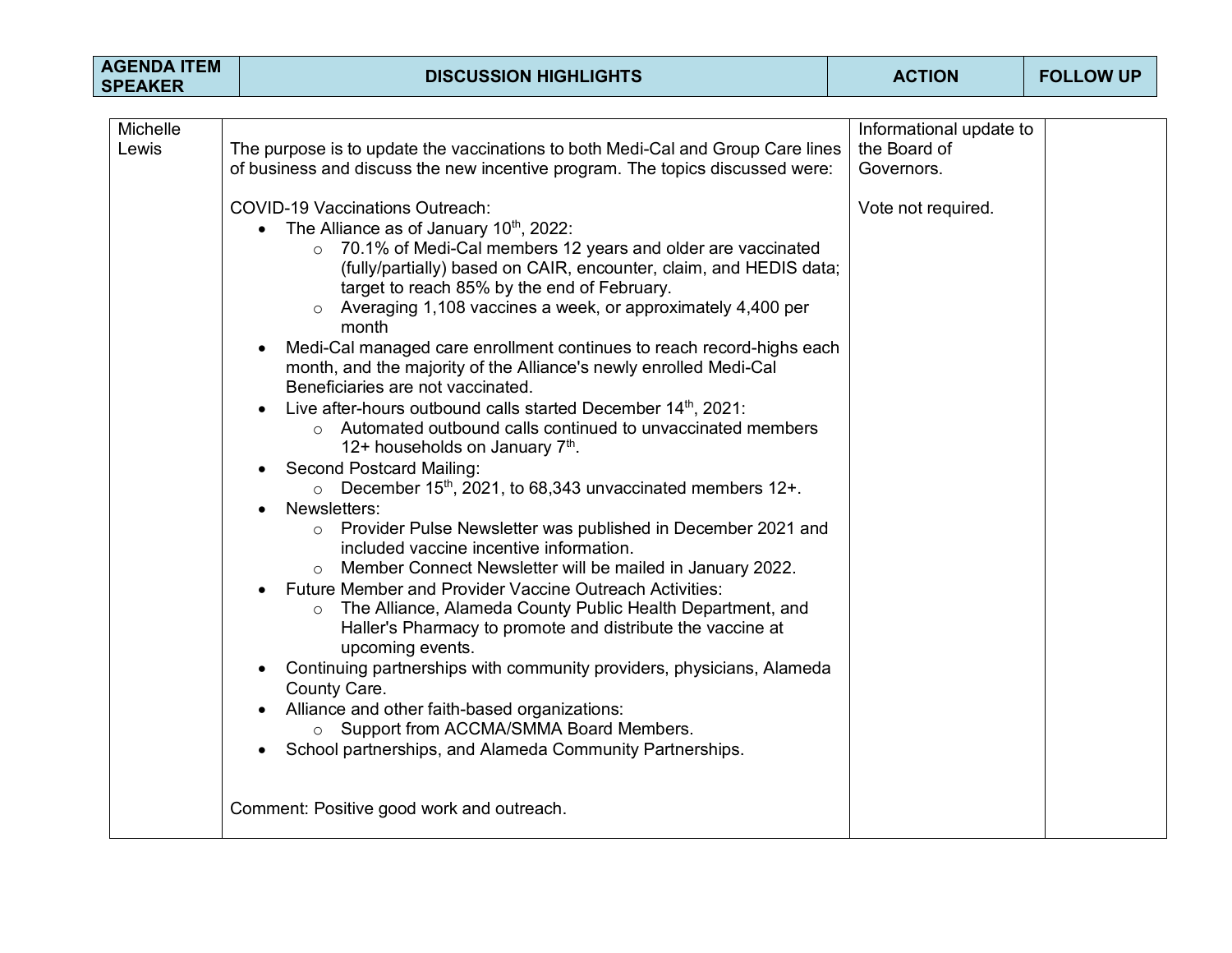| AGENDA ITEM SPEAKER | DISCUSSION HIGHLIGHTS | ACTION | FOLLOW UP |
|---|---|---|---|
| Michelle Lewis | The purpose is to update the vaccinations to both Medi-Cal and Group Care lines of business and discuss the new incentive program. The topics discussed were:<br><br>COVID-19 Vaccinations Outreach:<br>• The Alliance as of January 10th, 2022:<br>  ○ 70.1% of Medi-Cal members 12 years and older are vaccinated (fully/partially) based on CAIR, encounter, claim, and HEDIS data; target to reach 85% by the end of February.<br>  ○ Averaging 1,108 vaccines a week, or approximately 4,400 per month<br>• Medi-Cal managed care enrollment continues to reach record-highs each month, and the majority of the Alliance's newly enrolled Medi-Cal Beneficiaries are not vaccinated.<br>• Live after-hours outbound calls started December 14th, 2021:<br>  ○ Automated outbound calls continued to unvaccinated members 12+ households on January 7th.<br>• Second Postcard Mailing:<br>  ○ December 15th, 2021, to 68,343 unvaccinated members 12+.<br>• Newsletters:<br>  ○ Provider Pulse Newsletter was published in December 2021 and included vaccine incentive information.<br>  ○ Member Connect Newsletter will be mailed in January 2022.<br>• Future Member and Provider Vaccine Outreach Activities:<br>  ○ The Alliance, Alameda County Public Health Department, and Haller's Pharmacy to promote and distribute the vaccine at upcoming events.<br>• Continuing partnerships with community providers, physicians, Alameda County Care.<br>• Alliance and other faith-based organizations:<br>  ○ Support from ACCMA/SMMA Board Members.<br>• School partnerships, and Alameda Community Partnerships.<br><br>Comment: Positive good work and outreach. | Informational update to the Board of Governors.<br><br>Vote not required. | |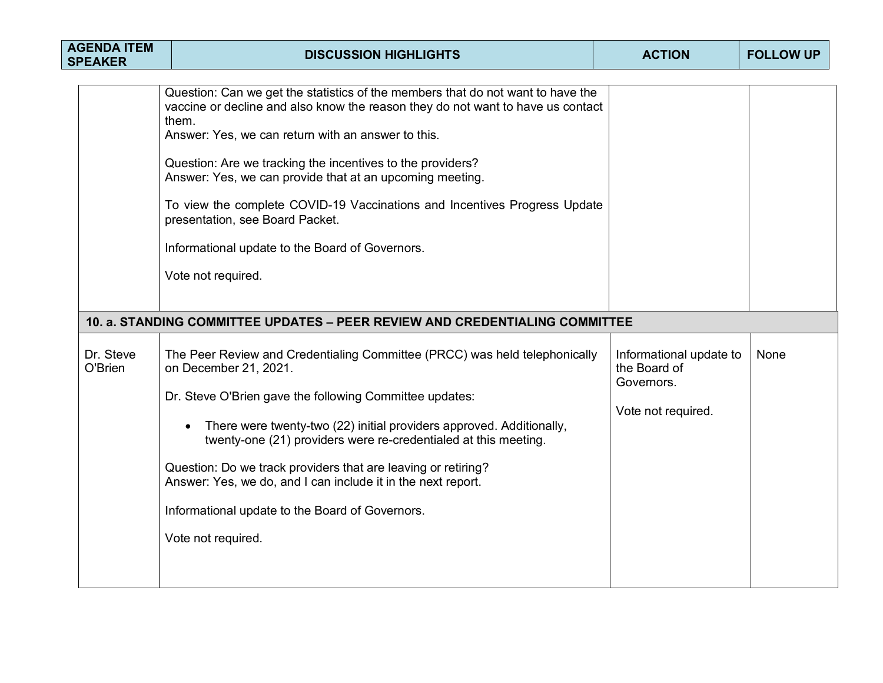| AGENDA ITEM SPEAKER | DISCUSSION HIGHLIGHTS | ACTION | FOLLOW UP |
|---|---|---|---|
| | Question: Can we get the statistics of the members that do not want to have the vaccine or decline and also know the reason they do not want to have us contact them.<br>Answer: Yes, we can return with an answer to this.<br><br>Question: Are we tracking the incentives to the providers?<br>Answer: Yes, we can provide that at an upcoming meeting.<br><br>To view the complete COVID-19 Vaccinations and Incentives Progress Update presentation, see Board Packet.<br><br>Informational update to the Board of Governors.<br><br>Vote not required. | | |
| **10. a. STANDING COMMITTEE UPDATES – PEER REVIEW AND CREDENTIALING COMMITTEE** | | | |
| Dr. Steve O'Brien | The Peer Review and Credentialing Committee (PRCC) was held telephonically on December 21, 2021.<br><br>Dr. Steve O'Brien gave the following Committee updates:<br><br>• There were twenty-two (22) initial providers approved. Additionally, twenty-one (21) providers were re-credentialed at this meeting.<br><br>Question: Do we track providers that are leaving or retiring?<br>Answer: Yes, we do, and I can include it in the next report.<br><br>Informational update to the Board of Governors.<br><br>Vote not required. | Informational update to the Board of Governors.<br><br>Vote not required. | None |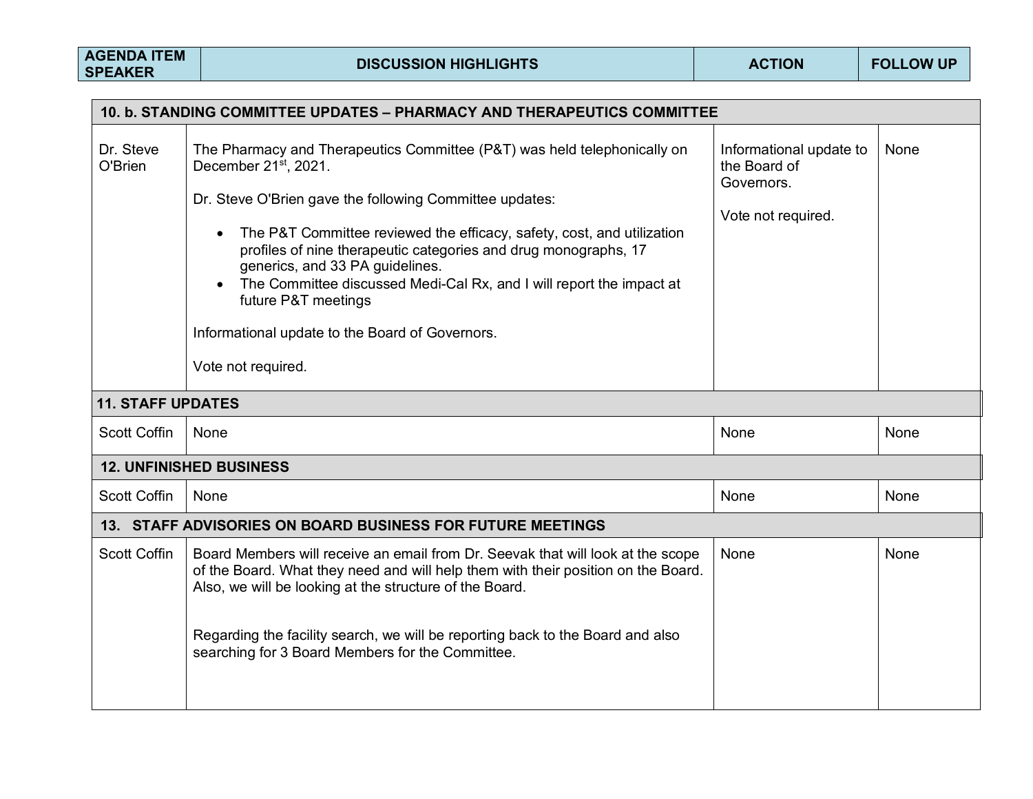| AGENDA ITEM SPEAKER | DISCUSSION HIGHLIGHTS | ACTION | FOLLOW UP |
|---|---|---|---|
| **10. b. STANDING COMMITTEE UPDATES – PHARMACY AND THERAPEUTICS COMMITTEE** | | | |
| Dr. Steve O'Brien | The Pharmacy and Therapeutics Committee (P&T) was held telephonically on December 21st, 2021.<br><br>Dr. Steve O'Brien gave the following Committee updates:<br><br>• The P&T Committee reviewed the efficacy, safety, cost, and utilization profiles of nine therapeutic categories and drug monographs, 17 generics, and 33 PA guidelines.<br>• The Committee discussed Medi-Cal Rx, and I will report the impact at future P&T meetings<br><br>Informational update to the Board of Governors.<br><br>Vote not required. | Informational update to the Board of Governors.<br><br>Vote not required. | None |
| **11. STAFF UPDATES** | | | |
| Scott Coffin | None | None | None |
| **12. UNFINISHED BUSINESS** | | | |
| Scott Coffin | None | None | None |
| **13. STAFF ADVISORIES ON BOARD BUSINESS FOR FUTURE MEETINGS** | | | |
| Scott Coffin | Board Members will receive an email from Dr. Seevak that will look at the scope of the Board. What they need and will help them with their position on the Board. Also, we will be looking at the structure of the Board.<br><br>Regarding the facility search, we will be reporting back to the Board and also searching for 3 Board Members for the Committee. | None | None |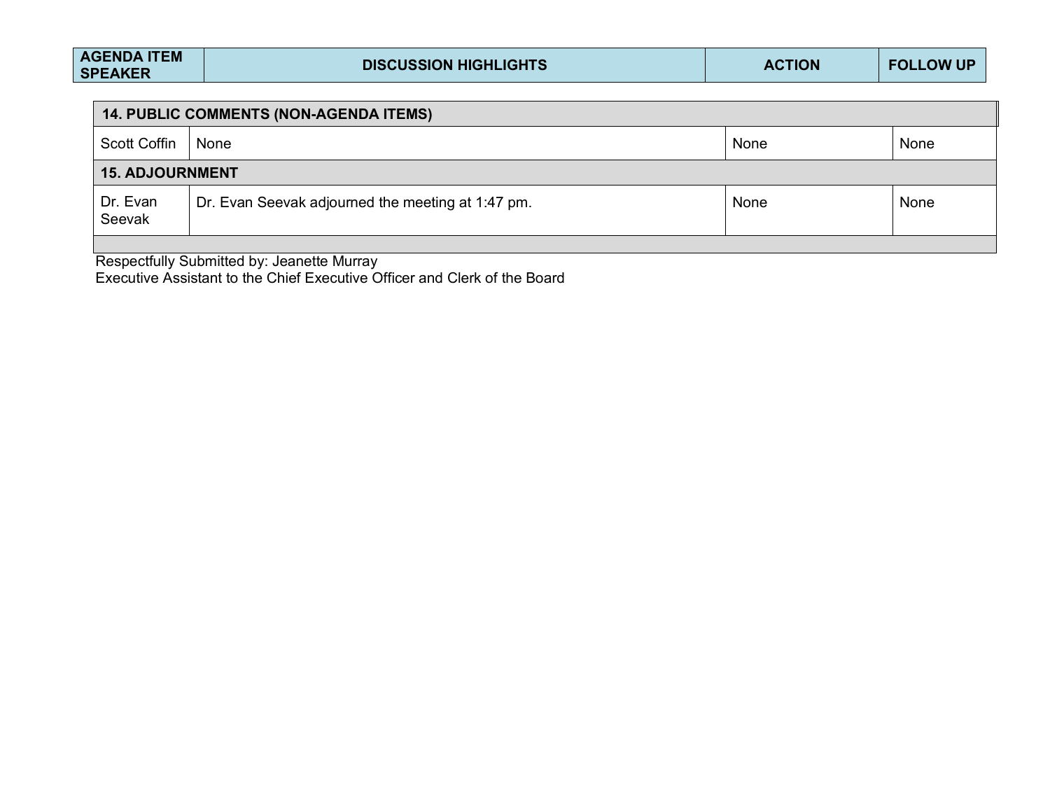| AGENDA ITEM SPEAKER | DISCUSSION HIGHLIGHTS | ACTION | FOLLOW UP |
|---|---|---|---|
| **14. PUBLIC COMMENTS (NON-AGENDA ITEMS)** | | | |
| Scott Coffin | None | None | None |
| **15. ADJOURNMENT** | | | |
| Dr. Evan Seevak | Dr. Evan Seevak adjourned the meeting at 1:47 pm. | None | None |

Respectfully Submitted by: Jeanette Murray
Executive Assistant to the Chief Executive Officer and Clerk of the Board